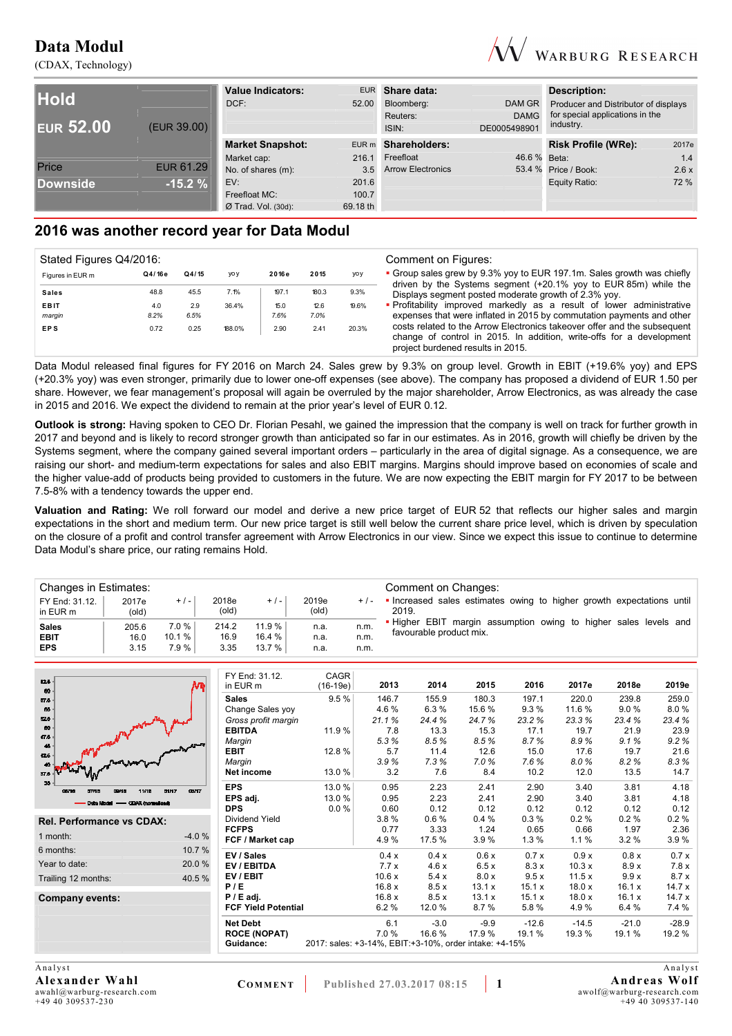# Data Modul

(CDAX, Technology)

| Hold | |
|---|---|
| **EUR 52.00** | (EUR 39.00) |
| Price | EUR 61.29 |
| **Downside** | **-15.2 %** |

| **Value Indicators:** | EUR |
|---|---|
| DCF: | 52.00 |

| **Share data:** | |
|---|---|
| Bloomberg: | DAM GR |
| Reuters: | DAMG |
| ISIN: | DE0005498901 |

**Description:**
Producer and Distributor of displays for special applications in the industry.

| **Market Snapshot:** | EUR m |
|---|---|
| Market cap: | 216.1 |
| No. of shares (m): | 3.5 |
| EV: | 201.6 |
| Freefloat MC: | 100.7 |
| Ø Trad. Vol. (30d): | 69.18 th |

| **Shareholders:** | |
|---|---|
| Freefloat | 46.6 % |
| Arrow Electronics | 53.4 % |

| **Risk Profile (WRe):** | 2017e |
|---|---|
| Beta: | 1.4 |
| Price / Book: | 2.6 x |
| Equity Ratio: | 72 % |

## 2016 was another record year for Data Modul

**Stated Figures Q4/2016:**

| Figures in EUR m | Q4/16e | Q4/15 | yoy | 2016e | 2015 | yoy |
|---|---|---|---|---|---|---|
| **Sales** | 48.8 | 45.5 | 7.1% | 197.1 | 180.3 | 9.3% |
| **EBIT** | 4.0 | 2.9 | 36.4% | 15.0 | 12.6 | 19.6% |
| *margin* | 8.2% | 6.5% | | 7.6% | 7.0% | |
| **EPS** | 0.72 | 0.25 | 188.0% | 2.90 | 2.41 | 20.3% |

**Comment on Figures:**

- Group sales grew by 9.3% yoy to EUR 197.1m. Sales growth was chiefly driven by the Systems segment (+20.1% yoy to EUR 85m) while the Displays segment posted moderate growth of 2.3% yoy.
- Profitability improved markedly as a result of lower administrative expenses that were inflated in 2015 by commutation payments and other costs related to the Arrow Electronics takeover offer and the subsequent change of control in 2015. In addition, write-offs for a development project burdened results in 2015.

Data Modul released final figures for FY 2016 on March 24. Sales grew by 9.3% on group level. Growth in EBIT (+19.6% yoy) and EPS (+20.3% yoy) was even stronger, primarily due to lower one-off expenses (see above). The company has proposed a dividend of EUR 1.50 per share. However, we fear management's proposal will again be overruled by the major shareholder, Arrow Electronics, as was already the case in 2015 and 2016. We expect the dividend to remain at the prior year's level of EUR 0.12.

**Outlook is strong:** Having spoken to CEO Dr. Florian Pesahl, we gained the impression that the company is well on track for further growth in 2017 and beyond and is likely to record stronger growth than anticipated so far in our estimates. As in 2016, growth will chiefly be driven by the Systems segment, where the company gained several important orders – particularly in the area of digital signage. As a consequence, we are raising our short- and medium-term expectations for sales and also EBIT margins. Margins should improve based on economies of scale and the higher value-add of products being provided to customers in the future. We are now expecting the EBIT margin for FY 2017 to be between 7.5-8% with a tendency towards the upper end.

**Valuation and Rating:** We roll forward our model and derive a new price target of EUR 52 that reflects our higher sales and margin expectations in the short and medium term. Our new price target is still well below the current share price level, which is driven by speculation on the closure of a profit and control transfer agreement with Arrow Electronics in our view. Since we expect this issue to continue to determine Data Modul's share price, our rating remains Hold.

**Changes in Estimates:**

| FY End: 31.12. in EUR m | 2017e (old) | + / - | 2018e (old) | + / - | 2019e (old) | + / - |
|---|---|---|---|---|---|---|
| **Sales** | 205.6 | 7.0 % | 214.2 | 11.9 % | n.a. | n.m. |
| **EBIT** | 16.0 | 10.1 % | 16.9 | 16.4 % | n.a. | n.m. |
| **EPS** | 3.15 | 7.9 % | 3.35 | 13.7 % | n.a. | n.m. |

**Comment on Changes:**

- Increased sales estimates owing to higher growth expectations until 2019.
- Higher EBIT margin assumption owing to higher sales levels and favourable product mix.

| **Rel. Performance vs CDAX:** | |
|---|---|
| 1 month: | -4.0 % |
| 6 months: | 10.7 % |
| Year to date: | 20.0 % |
| Trailing 12 months: | 40.5 % |

**Company events:**

| FY End: 31.12. in EUR m | CAGR (16-19e) | 2013 | 2014 | 2015 | 2016 | 2017e | 2018e | 2019e |
|---|---|---|---|---|---|---|---|---|
| **Sales** | 9.5 % | 146.7 | 155.9 | 180.3 | 197.1 | 220.0 | 239.8 | 259.0 |
| Change Sales yoy | | 4.6 % | 6.3 % | 15.6 % | 9.3 % | 11.6 % | 9.0 % | 8.0 % |
| *Gross profit margin* | | 21.1 % | 24.4 % | 24.7 % | 23.2 % | 23.3 % | 23.4 % | 23.4 % |
| **EBITDA** | 11.9 % | 7.8 | 13.3 | 15.3 | 17.1 | 19.7 | 21.9 | 23.9 |
| *Margin* | | 5.3 % | 8.5 % | 8.5 % | 8.7 % | 8.9 % | 9.1 % | 9.2 % |
| **EBIT** | 12.8 % | 5.7 | 11.4 | 12.6 | 15.0 | 17.6 | 19.7 | 21.6 |
| *Margin* | | 3.9 % | 7.3 % | 7.0 % | 7.6 % | 8.0 % | 8.2 % | 8.3 % |
| **Net income** | 13.0 % | 3.2 | 7.6 | 8.4 | 10.2 | 12.0 | 13.5 | 14.7 |
| **EPS** | 13.0 % | 0.95 | 2.23 | 2.41 | 2.90 | 3.40 | 3.81 | 4.18 |
| **EPS adj.** | 13.0 % | 0.95 | 2.23 | 2.41 | 2.90 | 3.40 | 3.81 | 4.18 |
| **DPS** | 0.0 % | 0.60 | 0.12 | 0.12 | 0.12 | 0.12 | 0.12 | 0.12 |
| Dividend Yield | | 3.8 % | 0.6 % | 0.4 % | 0.3 % | 0.2 % | 0.2 % | 0.2 % |
| **FCFPS** | | 0.77 | 3.33 | 1.24 | 0.65 | 0.66 | 1.97 | 2.36 |
| **FCF / Market cap** | | 4.9 % | 17.5 % | 3.9 % | 1.3 % | 1.1 % | 3.2 % | 3.9 % |
| **EV / Sales** | | 0.4 x | 0.4 x | 0.6 x | 0.7 x | 0.9 x | 0.8 x | 0.7 x |
| **EV / EBITDA** | | 7.7 x | 4.6 x | 6.5 x | 8.3 x | 10.3 x | 8.9 x | 7.8 x |
| **EV / EBIT** | | 10.6 x | 5.4 x | 8.0 x | 9.5 x | 11.5 x | 9.9 x | 8.7 x |
| **P / E** | | 16.8 x | 8.5 x | 13.1 x | 15.1 x | 18.0 x | 16.1 x | 14.7 x |
| **P / E adj.** | | 16.8 x | 8.5 x | 13.1 x | 15.1 x | 18.0 x | 16.1 x | 14.7 x |
| **FCF Yield Potential** | | 6.2 % | 12.0 % | 8.7 % | 5.8 % | 4.9 % | 6.4 % | 7.4 % |
| **Net Debt** | | 6.1 | -3.0 | -9.9 | -12.6 | -14.5 | -21.0 | -28.9 |
| **ROCE (NOPAT)** | | 7.0 % | 16.6 % | 17.9 % | 19.1 % | 19.3 % | 19.1 % | 19.2 % |
| **Guidance:** | 2017: sales: +3-14%, EBIT:+3-10%, order intake: +4-15% | | | | | | | |

Analyst
**Alexander Wahl**
awahl@warburg-research.com
+49 40 309537-230

**Comment** | Published 27.03.2017 08:15

Analyst
**Andreas Wolf**
awolf@warburg-research.com
+49 40 309537-140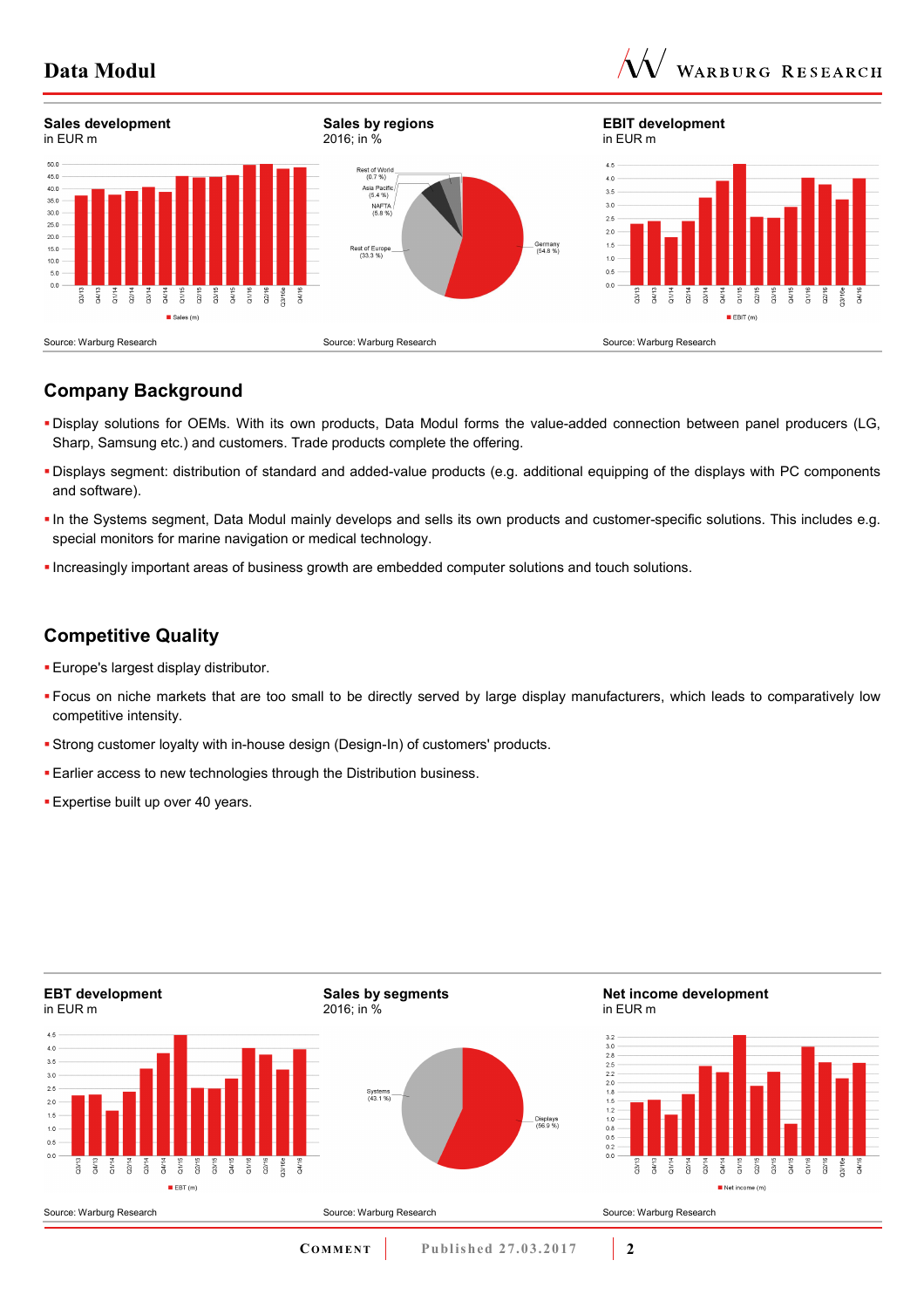**Sales development**
in EUR m

Source: Warburg Research

**Sales by regions**
2016; in %

Source: Warburg Research

**EBIT development**
in EUR m

Source: Warburg Research

## Company Background

- Display solutions for OEMs. With its own products, Data Modul forms the value-added connection between panel producers (LG, Sharp, Samsung etc.) and customers. Trade products complete the offering.
- Displays segment: distribution of standard and added-value products (e.g. additional equipping of the displays with PC components and software).
- In the Systems segment, Data Modul mainly develops and sells its own products and customer-specific solutions. This includes e.g. special monitors for marine navigation or medical technology.
- Increasingly important areas of business growth are embedded computer solutions and touch solutions.

## Competitive Quality

- Europe's largest display distributor.
- Focus on niche markets that are too small to be directly served by large display manufacturers, which leads to comparatively low competitive intensity.
- Strong customer loyalty with in-house design (Design-In) of customers' products.
- Earlier access to new technologies through the Distribution business.
- Expertise built up over 40 years.

**EBT development**
in EUR m

Source: Warburg Research

**Sales by segments**
2016; in %

Source: Warburg Research

**Net income development**
in EUR m

Source: Warburg Research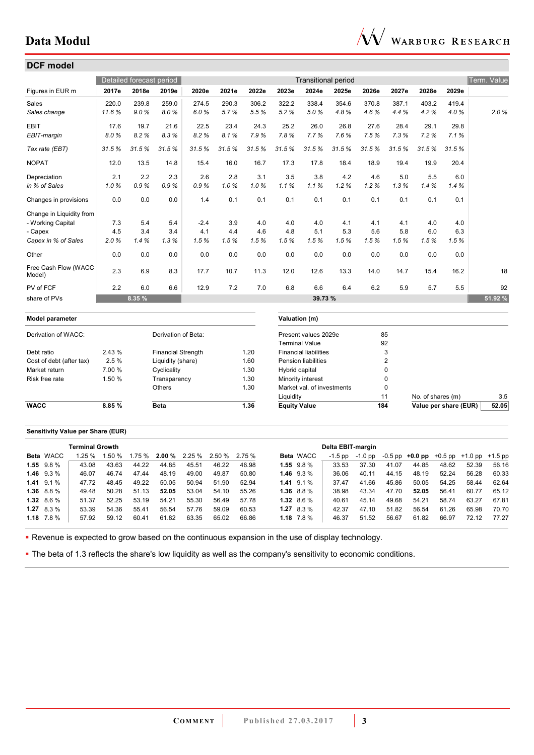## DCF model

| Figures in EUR m | Detailed forecast period | | | Transitional period | | | | | | | | | | Term. Value |
|---|---|---|---|---|---|---|---|---|---|---|---|---|---|---|
| | 2017e | 2018e | 2019e | 2020e | 2021e | 2022e | 2023e | 2024e | 2025e | 2026e | 2027e | 2028e | 2029e | |
| Sales | 220.0 | 239.8 | 259.0 | 274.5 | 290.3 | 306.2 | 322.2 | 338.4 | 354.6 | 370.8 | 387.1 | 403.2 | 419.4 | |
| *Sales change* | *11.6 %* | *9.0 %* | *8.0 %* | *6.0 %* | *5.7 %* | *5.5 %* | *5.2 %* | *5.0 %* | *4.8 %* | *4.6 %* | *4.4 %* | *4.2 %* | *4.0 %* | *2.0 %* |
| EBIT | 17.6 | 19.7 | 21.6 | 22.5 | 23.4 | 24.3 | 25.2 | 26.0 | 26.8 | 27.6 | 28.4 | 29.1 | 29.8 | |
| *EBIT-margin* | *8.0 %* | *8.2 %* | *8.3 %* | *8.2 %* | *8.1 %* | *7.9 %* | *7.8 %* | *7.7 %* | *7.6 %* | *7.5 %* | *7.3 %* | *7.2 %* | *7.1 %* | |
| *Tax rate (EBT)* | *31.5 %* | *31.5 %* | *31.5 %* | *31.5 %* | *31.5 %* | *31.5 %* | *31.5 %* | *31.5 %* | *31.5 %* | *31.5 %* | *31.5 %* | *31.5 %* | *31.5 %* | |
| NOPAT | 12.0 | 13.5 | 14.8 | 15.4 | 16.0 | 16.7 | 17.3 | 17.8 | 18.4 | 18.9 | 19.4 | 19.9 | 20.4 | |
| Depreciation | 2.1 | 2.2 | 2.3 | 2.6 | 2.8 | 3.1 | 3.5 | 3.8 | 4.2 | 4.6 | 5.0 | 5.5 | 6.0 | |
| *in % of Sales* | *1.0 %* | *0.9 %* | *0.9 %* | *0.9 %* | *1.0 %* | *1.0 %* | *1.1 %* | *1.1 %* | *1.2 %* | *1.2 %* | *1.3 %* | *1.4 %* | *1.4 %* | |
| Changes in provisions | 0.0 | 0.0 | 0.0 | 1.4 | 0.1 | 0.1 | 0.1 | 0.1 | 0.1 | 0.1 | 0.1 | 0.1 | 0.1 | |
| Change in Liquidity from | | | | | | | | | | | | | | |
| - Working Capital | 7.3 | 5.4 | 5.4 | -2.4 | 3.9 | 4.0 | 4.0 | 4.0 | 4.1 | 4.1 | 4.1 | 4.0 | 4.0 | |
| - Capex | 4.5 | 3.4 | 3.4 | 4.1 | 4.4 | 4.6 | 4.8 | 5.1 | 5.3 | 5.6 | 5.8 | 6.0 | 6.3 | |
| *Capex in % of Sales* | *2.0 %* | *1.4 %* | *1.3 %* | *1.5 %* | *1.5 %* | *1.5 %* | *1.5 %* | *1.5 %* | *1.5 %* | *1.5 %* | *1.5 %* | *1.5 %* | *1.5 %* | |
| Other | 0.0 | 0.0 | 0.0 | 0.0 | 0.0 | 0.0 | 0.0 | 0.0 | 0.0 | 0.0 | 0.0 | 0.0 | 0.0 | |
| Free Cash Flow (WACC Model) | 2.3 | 6.9 | 8.3 | 17.7 | 10.7 | 11.3 | 12.0 | 12.6 | 13.3 | 14.0 | 14.7 | 15.4 | 16.2 | 18 |
| PV of FCF | 2.2 | 6.0 | 6.6 | 12.9 | 7.2 | 7.0 | 6.8 | 6.6 | 6.4 | 6.2 | 5.9 | 5.7 | 5.5 | 92 |
| share of PVs | | 8.35 % | | | | | | 39.73 % | | | | | | 51.92 % |

| Model parameter | | | |
|---|---|---|---|
| Derivation of WACC: | | Derivation of Beta: | |
| Debt ratio | 2.43 % | Financial Strength | 1.20 |
| Cost of debt (after tax) | 2.5 % | Liquidity (share) | 1.60 |
| Market return | 7.00 % | Cyclicality | 1.30 |
| Risk free rate | 1.50 % | Transparency | 1.30 |
| | | Others | 1.30 |
| **WACC** | **8.85 %** | **Beta** | **1.36** |

| Valuation (m) | | | |
|---|---|---|---|
| Present values 2029e | 85 | | |
| Terminal Value | 92 | | |
| Financial liabilities | 3 | | |
| Pension liabilities | 2 | | |
| Hybrid capital | 0 | | |
| Minority interest | 0 | | |
| Market val. of investments | 0 | | |
| Liquidity | 11 | No. of shares (m) | 3.5 |
| **Equity Value** | **184** | **Value per share (EUR)** | **52.05** |

**Sensitivity Value per Share (EUR)**

| Beta | WACC | Terminal Growth 1.25 % | 1.50 % | 1.75 % | **2.00 %** | 2.25 % | 2.50 % | 2.75 % |
|---|---|---|---|---|---|---|---|---|
| **1.55** | 9.8 % | 43.08 | 43.63 | 44.22 | 44.85 | 45.51 | 46.22 | 46.98 |
| **1.46** | 9.3 % | 46.07 | 46.74 | 47.44 | 48.19 | 49.00 | 49.87 | 50.80 |
| **1.41** | 9.1 % | 47.72 | 48.45 | 49.22 | 50.05 | 50.94 | 51.90 | 52.94 |
| **1.36** | 8.8 % | 49.48 | 50.28 | 51.13 | **52.05** | 53.04 | 54.10 | 55.26 |
| **1.32** | 8.6 % | 51.37 | 52.25 | 53.19 | 54.21 | 55.30 | 56.49 | 57.78 |
| **1.27** | 8.3 % | 53.39 | 54.36 | 55.41 | 56.54 | 57.76 | 59.09 | 60.53 |
| **1.18** | 7.8 % | 57.92 | 59.12 | 60.41 | 61.82 | 63.35 | 65.02 | 66.86 |

| Beta | WACC | Delta EBIT-margin -1.5 pp | -1.0 pp | -0.5 pp | **+0.0 pp** | +0.5 pp | +1.0 pp | +1.5 pp |
|---|---|---|---|---|---|---|---|---|
| **1.55** | 9.8 % | 33.53 | 37.30 | 41.07 | 44.85 | 48.62 | 52.39 | 56.16 |
| **1.46** | 9.3 % | 36.06 | 40.11 | 44.15 | 48.19 | 52.24 | 56.28 | 60.33 |
| **1.41** | 9.1 % | 37.47 | 41.66 | 45.86 | 50.05 | 54.25 | 58.44 | 62.64 |
| **1.36** | 8.8 % | 38.98 | 43.34 | 47.70 | **52.05** | 56.41 | 60.77 | 65.12 |
| **1.32** | 8.6 % | 40.61 | 45.14 | 49.68 | 54.21 | 58.74 | 63.27 | 67.81 |
| **1.27** | 8.3 % | 42.37 | 47.10 | 51.82 | 56.54 | 61.26 | 65.98 | 70.70 |
| **1.18** | 7.8 % | 46.37 | 51.52 | 56.67 | 61.82 | 66.97 | 72.12 | 77.27 |

- Revenue is expected to grow based on the continuous expansion in the use of display technology.
- The beta of 1.3 reflects the share's low liquidity as well as the company's sensitivity to economic conditions.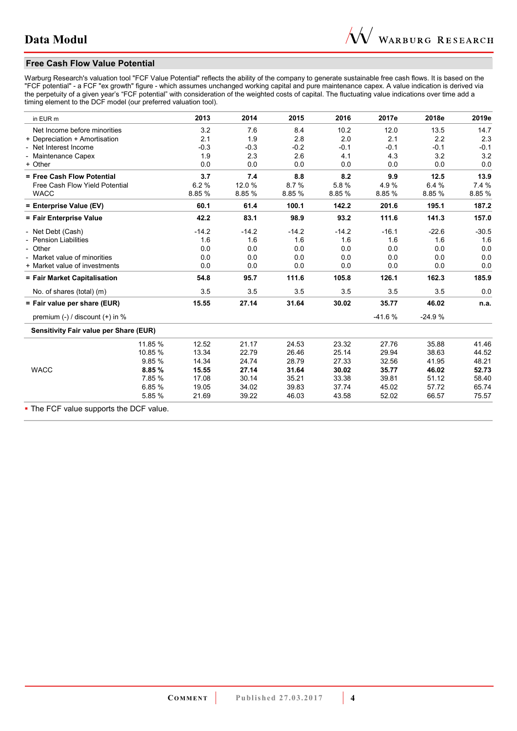## Free Cash Flow Value Potential

Warburg Research's valuation tool "FCF Value Potential" reflects the ability of the company to generate sustainable free cash flows. It is based on the "FCF potential" - a FCF "ex growth" figure - which assumes unchanged working capital and pure maintenance capex. A value indication is derived via the perpetuity of a given year's "FCF potential" with consideration of the weighted costs of capital. The fluctuating value indications over time add a timing element to the DCF model (our preferred valuation tool).

| in EUR m | | 2013 | 2014 | 2015 | 2016 | 2017e | 2018e | 2019e |
|---|---|---|---|---|---|---|---|---|
| Net Income before minorities | | 3.2 | 7.6 | 8.4 | 10.2 | 12.0 | 13.5 | 14.7 |
| + Depreciation + Amortisation | | 2.1 | 1.9 | 2.8 | 2.0 | 2.1 | 2.2 | 2.3 |
| - Net Interest Income | | -0.3 | -0.3 | -0.2 | -0.1 | -0.1 | -0.1 | -0.1 |
| - Maintenance Capex | | 1.9 | 2.3 | 2.6 | 4.1 | 4.3 | 3.2 | 3.2 |
| + Other | | 0.0 | 0.0 | 0.0 | 0.0 | 0.0 | 0.0 | 0.0 |
| **= Free Cash Flow Potential** | | **3.7** | **7.4** | **8.8** | **8.2** | **9.9** | **12.5** | **13.9** |
| Free Cash Flow Yield Potential | | 6.2 % | 12.0 % | 8.7 % | 5.8 % | 4.9 % | 6.4 % | 7.4 % |
| WACC | | 8.85 % | 8.85 % | 8.85 % | 8.85 % | 8.85 % | 8.85 % | 8.85 % |
| **= Enterprise Value (EV)** | | **60.1** | **61.4** | **100.1** | **142.2** | **201.6** | **195.1** | **187.2** |
| **= Fair Enterprise Value** | | **42.2** | **83.1** | **98.9** | **93.2** | **111.6** | **141.3** | **157.0** |
| - Net Debt (Cash) | | -14.2 | -14.2 | -14.2 | -14.2 | -16.1 | -22.6 | -30.5 |
| - Pension Liabilities | | 1.6 | 1.6 | 1.6 | 1.6 | 1.6 | 1.6 | 1.6 |
| - Other | | 0.0 | 0.0 | 0.0 | 0.0 | 0.0 | 0.0 | 0.0 |
| - Market value of minorities | | 0.0 | 0.0 | 0.0 | 0.0 | 0.0 | 0.0 | 0.0 |
| + Market value of investments | | 0.0 | 0.0 | 0.0 | 0.0 | 0.0 | 0.0 | 0.0 |
| **= Fair Market Capitalisation** | | **54.8** | **95.7** | **111.6** | **105.8** | **126.1** | **162.3** | **185.9** |
| No. of shares (total) (m) | | 3.5 | 3.5 | 3.5 | 3.5 | 3.5 | 3.5 | 0.0 |
| **= Fair value per share (EUR)** | | **15.55** | **27.14** | **31.64** | **30.02** | **35.77** | **46.02** | **n.a.** |
| premium (-) / discount (+) in % | | | | | | -41.6 % | -24.9 % | |
| **Sensitivity Fair value per Share (EUR)** | | | | | | | | |
| | 11.85 % | 12.52 | 21.17 | 24.53 | 23.32 | 27.76 | 35.88 | 41.46 |
| | 10.85 % | 13.34 | 22.79 | 26.46 | 25.14 | 29.94 | 38.63 | 44.52 |
| | 9.85 % | 14.34 | 24.74 | 28.79 | 27.33 | 32.56 | 41.95 | 48.21 |
| WACC | **8.85 %** | **15.55** | **27.14** | **31.64** | **30.02** | **35.77** | **46.02** | **52.73** |
| | 7.85 % | 17.08 | 30.14 | 35.21 | 33.38 | 39.81 | 51.12 | 58.40 |
| | 6.85 % | 19.05 | 34.02 | 39.83 | 37.74 | 45.02 | 57.72 | 65.74 |
| | 5.85 % | 21.69 | 39.22 | 46.03 | 43.58 | 52.02 | 66.57 | 75.57 |

- The FCF value supports the DCF value.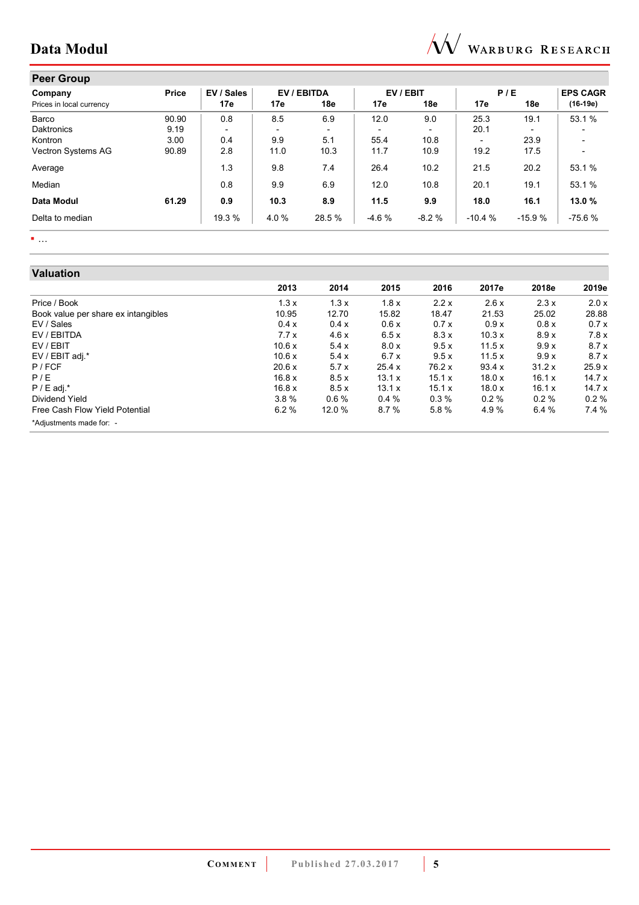## Peer Group

| Company | Price | EV / Sales | EV / EBITDA | | EV / EBIT | | P / E | | EPS CAGR |
|---|---|---|---|---|---|---|---|---|---|
| Prices in local currency | | 17e | 17e | 18e | 17e | 18e | 17e | 18e | (16-19e) |
| Barco | 90.90 | 0.8 | 8.5 | 6.9 | 12.0 | 9.0 | 25.3 | 19.1 | 53.1 % |
| Daktronics | 9.19 | - | - | - | - | - | 20.1 | - | - |
| Kontron | 3.00 | 0.4 | 9.9 | 5.1 | 55.4 | 10.8 | - | 23.9 | - |
| Vectron Systems AG | 90.89 | 2.8 | 11.0 | 10.3 | 11.7 | 10.9 | 19.2 | 17.5 | - |
| Average | | 1.3 | 9.8 | 7.4 | 26.4 | 10.2 | 21.5 | 20.2 | 53.1 % |
| Median | | 0.8 | 9.9 | 6.9 | 12.0 | 10.8 | 20.1 | 19.1 | 53.1 % |
| **Data Modul** | **61.29** | **0.9** | **10.3** | **8.9** | **11.5** | **9.9** | **18.0** | **16.1** | **13.0 %** |
| Delta to median | | 19.3 % | 4.0 % | 28.5 % | -4.6 % | -8.2 % | -10.4 % | -15.9 % | -75.6 % |

- …

## Valuation

| | 2013 | 2014 | 2015 | 2016 | 2017e | 2018e | 2019e |
|---|---|---|---|---|---|---|---|
| Price / Book | 1.3 x | 1.3 x | 1.8 x | 2.2 x | 2.6 x | 2.3 x | 2.0 x |
| Book value per share ex intangibles | 10.95 | 12.70 | 15.82 | 18.47 | 21.53 | 25.02 | 28.88 |
| EV / Sales | 0.4 x | 0.4 x | 0.6 x | 0.7 x | 0.9 x | 0.8 x | 0.7 x |
| EV / EBITDA | 7.7 x | 4.6 x | 6.5 x | 8.3 x | 10.3 x | 8.9 x | 7.8 x |
| EV / EBIT | 10.6 x | 5.4 x | 8.0 x | 9.5 x | 11.5 x | 9.9 x | 8.7 x |
| EV / EBIT adj.* | 10.6 x | 5.4 x | 6.7 x | 9.5 x | 11.5 x | 9.9 x | 8.7 x |
| P / FCF | 20.6 x | 5.7 x | 25.4 x | 76.2 x | 93.4 x | 31.2 x | 25.9 x |
| P / E | 16.8 x | 8.5 x | 13.1 x | 15.1 x | 18.0 x | 16.1 x | 14.7 x |
| P / E adj.* | 16.8 x | 8.5 x | 13.1 x | 15.1 x | 18.0 x | 16.1 x | 14.7 x |
| Dividend Yield | 3.8 % | 0.6 % | 0.4 % | 0.3 % | 0.2 % | 0.2 % | 0.2 % |
| Free Cash Flow Yield Potential | 6.2 % | 12.0 % | 8.7 % | 5.8 % | 4.9 % | 6.4 % | 7.4 % |

*Adjustments made for: -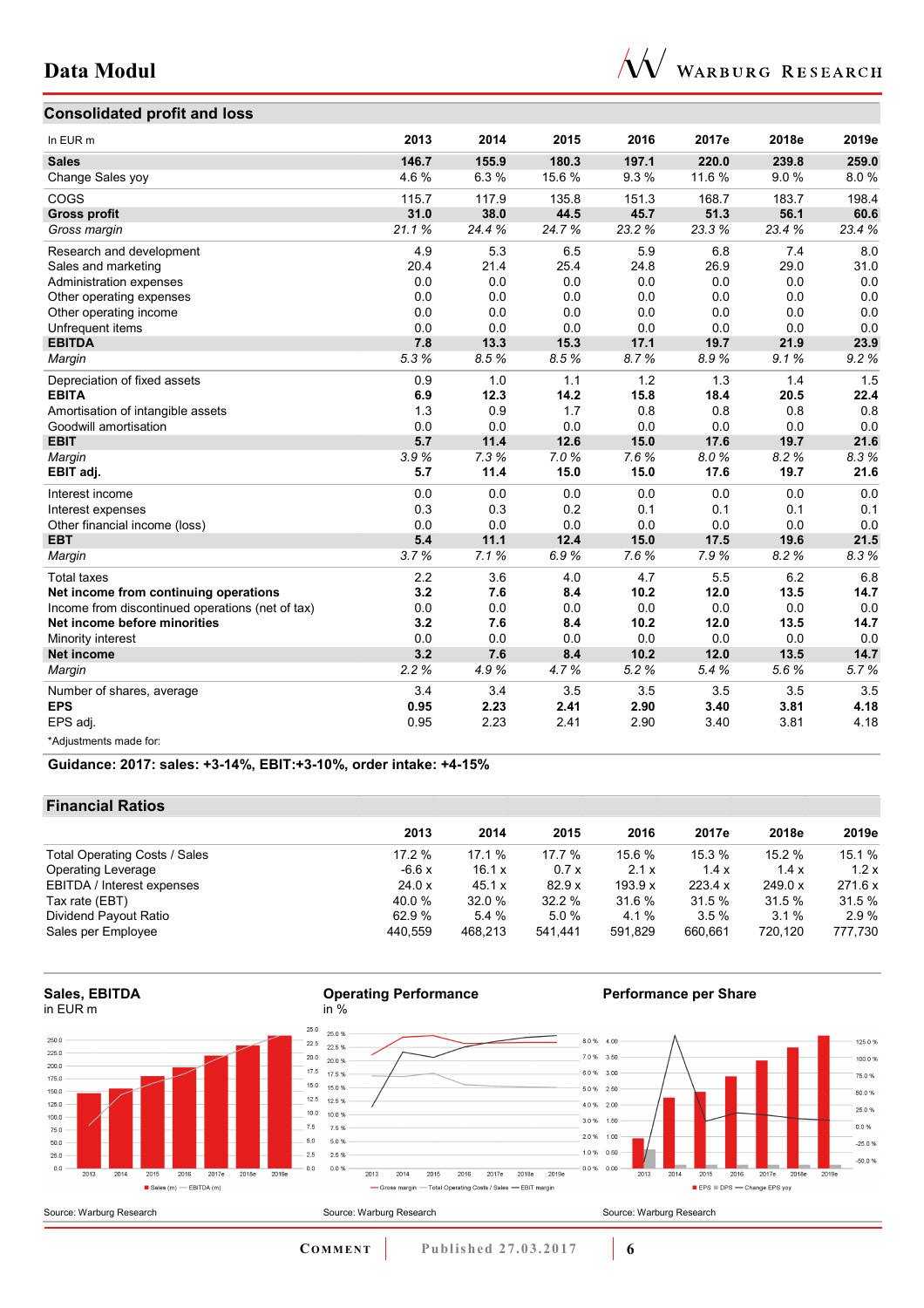## Consolidated profit and loss

| In EUR m | 2013 | 2014 | 2015 | 2016 | 2017e | 2018e | 2019e |
|---|---|---|---|---|---|---|---|
| **Sales** | **146.7** | **155.9** | **180.3** | **197.1** | **220.0** | **239.8** | **259.0** |
| Change Sales yoy | 4.6 % | 6.3 % | 15.6 % | 9.3 % | 11.6 % | 9.0 % | 8.0 % |
| COGS | 115.7 | 117.9 | 135.8 | 151.3 | 168.7 | 183.7 | 198.4 |
| **Gross profit** | **31.0** | **38.0** | **44.5** | **45.7** | **51.3** | **56.1** | **60.6** |
| *Gross margin* | *21.1 %* | *24.4 %* | *24.7 %* | *23.2 %* | *23.3 %* | *23.4 %* | *23.4 %* |
| Research and development | 4.9 | 5.3 | 6.5 | 5.9 | 6.8 | 7.4 | 8.0 |
| Sales and marketing | 20.4 | 21.4 | 25.4 | 24.8 | 26.9 | 29.0 | 31.0 |
| Administration expenses | 0.0 | 0.0 | 0.0 | 0.0 | 0.0 | 0.0 | 0.0 |
| Other operating expenses | 0.0 | 0.0 | 0.0 | 0.0 | 0.0 | 0.0 | 0.0 |
| Other operating income | 0.0 | 0.0 | 0.0 | 0.0 | 0.0 | 0.0 | 0.0 |
| Unfrequent items | 0.0 | 0.0 | 0.0 | 0.0 | 0.0 | 0.0 | 0.0 |
| **EBITDA** | **7.8** | **13.3** | **15.3** | **17.1** | **19.7** | **21.9** | **23.9** |
| *Margin* | *5.3 %* | *8.5 %* | *8.5 %* | *8.7 %* | *8.9 %* | *9.1 %* | *9.2 %* |
| Depreciation of fixed assets | 0.9 | 1.0 | 1.1 | 1.2 | 1.3 | 1.4 | 1.5 |
| **EBITA** | **6.9** | **12.3** | **14.2** | **15.8** | **18.4** | **20.5** | **22.4** |
| Amortisation of intangible assets | 1.3 | 0.9 | 1.7 | 0.8 | 0.8 | 0.8 | 0.8 |
| Goodwill amortisation | 0.0 | 0.0 | 0.0 | 0.0 | 0.0 | 0.0 | 0.0 |
| **EBIT** | **5.7** | **11.4** | **12.6** | **15.0** | **17.6** | **19.7** | **21.6** |
| *Margin* | *3.9 %* | *7.3 %* | *7.0 %* | *7.6 %* | *8.0 %* | *8.2 %* | *8.3 %* |
| **EBIT adj.** | **5.7** | **11.4** | **15.0** | **15.0** | **17.6** | **19.7** | **21.6** |
| Interest income | 0.0 | 0.0 | 0.0 | 0.0 | 0.0 | 0.0 | 0.0 |
| Interest expenses | 0.3 | 0.3 | 0.2 | 0.1 | 0.1 | 0.1 | 0.1 |
| Other financial income (loss) | 0.0 | 0.0 | 0.0 | 0.0 | 0.0 | 0.0 | 0.0 |
| **EBT** | **5.4** | **11.1** | **12.4** | **15.0** | **17.5** | **19.6** | **21.5** |
| *Margin* | *3.7 %* | *7.1 %* | *6.9 %* | *7.6 %* | *7.9 %* | *8.2 %* | *8.3 %* |
| Total taxes | 2.2 | 3.6 | 4.0 | 4.7 | 5.5 | 6.2 | 6.8 |
| **Net income from continuing operations** | **3.2** | **7.6** | **8.4** | **10.2** | **12.0** | **13.5** | **14.7** |
| Income from discontinued operations (net of tax) | 0.0 | 0.0 | 0.0 | 0.0 | 0.0 | 0.0 | 0.0 |
| **Net income before minorities** | **3.2** | **7.6** | **8.4** | **10.2** | **12.0** | **13.5** | **14.7** |
| Minority interest | 0.0 | 0.0 | 0.0 | 0.0 | 0.0 | 0.0 | 0.0 |
| **Net income** | **3.2** | **7.6** | **8.4** | **10.2** | **12.0** | **13.5** | **14.7** |
| *Margin* | *2.2 %* | *4.9 %* | *4.7 %* | *5.2 %* | *5.4 %* | *5.6 %* | *5.7 %* |
| Number of shares, average | 3.4 | 3.4 | 3.5 | 3.5 | 3.5 | 3.5 | 3.5 |
| **EPS** | **0.95** | **2.23** | **2.41** | **2.90** | **3.40** | **3.81** | **4.18** |
| EPS adj. | 0.95 | 2.23 | 2.41 | 2.90 | 3.40 | 3.81 | 4.18 |

*Adjustments made for:

**Guidance: 2017: sales: +3-14%, EBIT:+3-10%, order intake: +4-15%**

## Financial Ratios

| | 2013 | 2014 | 2015 | 2016 | 2017e | 2018e | 2019e |
|---|---|---|---|---|---|---|---|
| Total Operating Costs / Sales | 17.2 % | 17.1 % | 17.7 % | 15.6 % | 15.3 % | 15.2 % | 15.1 % |
| Operating Leverage | -6.6 x | 16.1 x | 0.7 x | 2.1 x | 1.4 x | 1.4 x | 1.2 x |
| EBITDA / Interest expenses | 24.0 x | 45.1 x | 82.9 x | 193.9 x | 223.4 x | 249.0 x | 271.6 x |
| Tax rate (EBT) | 40.0 % | 32.0 % | 32.2 % | 31.6 % | 31.5 % | 31.5 % | 31.5 % |
| Dividend Payout Ratio | 62.9 % | 5.4 % | 5.0 % | 4.1 % | 3.5 % | 3.1 % | 2.9 % |
| Sales per Employee | 440,559 | 468,213 | 541,441 | 591,829 | 660,661 | 720,120 | 777,730 |

**Sales, EBITDA**
in EUR m

Source: Warburg Research

**Operating Performance**
in %

Source: Warburg Research

**Performance per Share**

Source: Warburg Research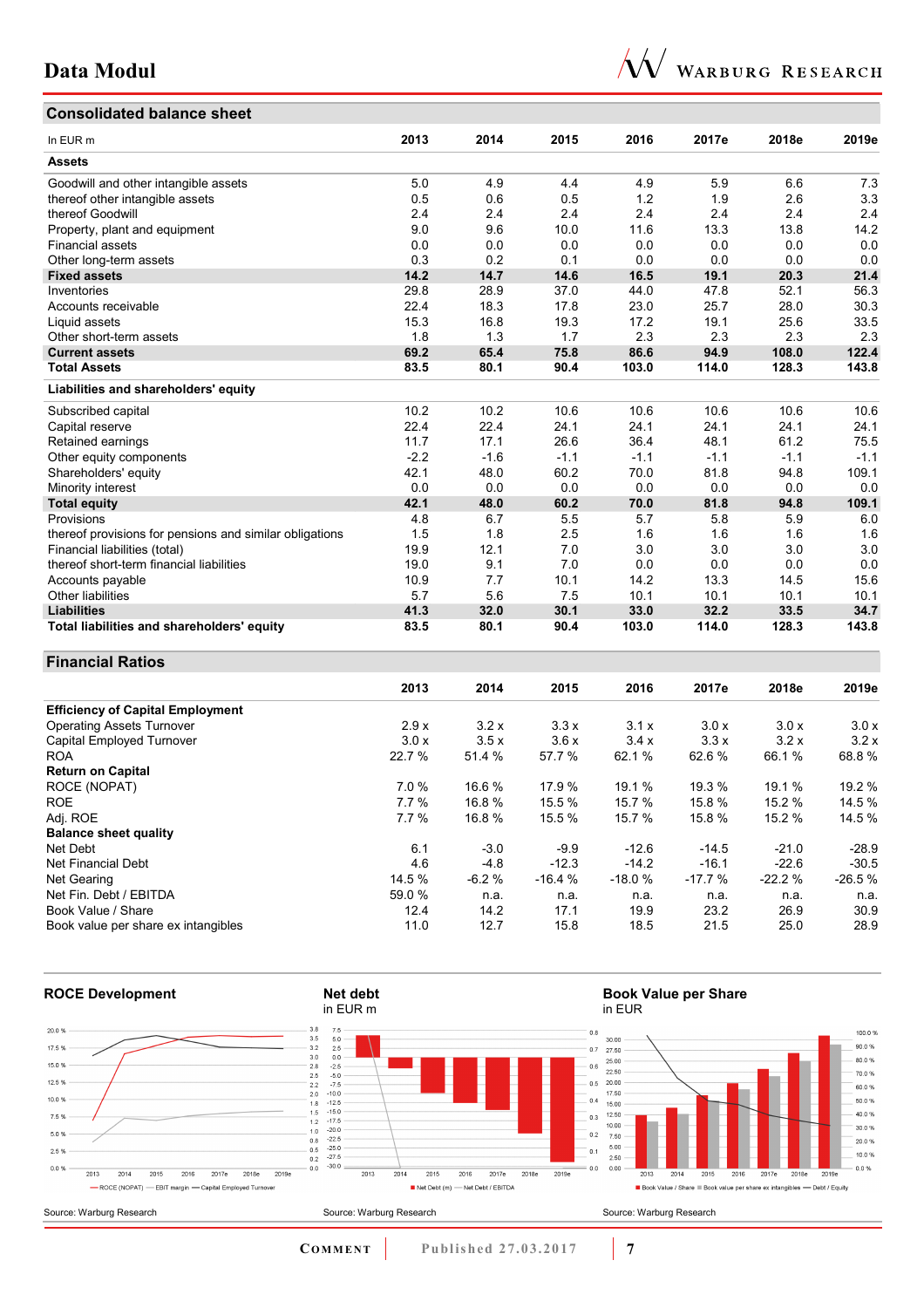## Consolidated balance sheet

| In EUR m | 2013 | 2014 | 2015 | 2016 | 2017e | 2018e | 2019e |
|---|---|---|---|---|---|---|---|
| **Assets** | | | | | | | |
| Goodwill and other intangible assets | 5.0 | 4.9 | 4.4 | 4.9 | 5.9 | 6.6 | 7.3 |
| thereof other intangible assets | 0.5 | 0.6 | 0.5 | 1.2 | 1.9 | 2.6 | 3.3 |
| thereof Goodwill | 2.4 | 2.4 | 2.4 | 2.4 | 2.4 | 2.4 | 2.4 |
| Property, plant and equipment | 9.0 | 9.6 | 10.0 | 11.6 | 13.3 | 13.8 | 14.2 |
| Financial assets | 0.0 | 0.0 | 0.0 | 0.0 | 0.0 | 0.0 | 0.0 |
| Other long-term assets | 0.3 | 0.2 | 0.1 | 0.0 | 0.0 | 0.0 | 0.0 |
| **Fixed assets** | **14.2** | **14.7** | **14.6** | **16.5** | **19.1** | **20.3** | **21.4** |
| Inventories | 29.8 | 28.9 | 37.0 | 44.0 | 47.8 | 52.1 | 56.3 |
| Accounts receivable | 22.4 | 18.3 | 17.8 | 23.0 | 25.7 | 28.0 | 30.3 |
| Liquid assets | 15.3 | 16.8 | 19.3 | 17.2 | 19.1 | 25.6 | 33.5 |
| Other short-term assets | 1.8 | 1.3 | 1.7 | 2.3 | 2.3 | 2.3 | 2.3 |
| **Current assets** | **69.2** | **65.4** | **75.8** | **86.6** | **94.9** | **108.0** | **122.4** |
| **Total Assets** | **83.5** | **80.1** | **90.4** | **103.0** | **114.0** | **128.3** | **143.8** |
| **Liabilities and shareholders' equity** | | | | | | | |
| Subscribed capital | 10.2 | 10.2 | 10.6 | 10.6 | 10.6 | 10.6 | 10.6 |
| Capital reserve | 22.4 | 22.4 | 24.1 | 24.1 | 24.1 | 24.1 | 24.1 |
| Retained earnings | 11.7 | 17.1 | 26.6 | 36.4 | 48.1 | 61.2 | 75.5 |
| Other equity components | -2.2 | -1.6 | -1.1 | -1.1 | -1.1 | -1.1 | -1.1 |
| Shareholders' equity | 42.1 | 48.0 | 60.2 | 70.0 | 81.8 | 94.8 | 109.1 |
| Minority interest | 0.0 | 0.0 | 0.0 | 0.0 | 0.0 | 0.0 | 0.0 |
| **Total equity** | **42.1** | **48.0** | **60.2** | **70.0** | **81.8** | **94.8** | **109.1** |
| Provisions | 4.8 | 6.7 | 5.5 | 5.7 | 5.8 | 5.9 | 6.0 |
| thereof provisions for pensions and similar obligations | 1.5 | 1.8 | 2.5 | 1.6 | 1.6 | 1.6 | 1.6 |
| Financial liabilities (total) | 19.9 | 12.1 | 7.0 | 3.0 | 3.0 | 3.0 | 3.0 |
| thereof short-term financial liabilities | 19.0 | 9.1 | 7.0 | 0.0 | 0.0 | 0.0 | 0.0 |
| Accounts payable | 10.9 | 7.7 | 10.1 | 14.2 | 13.3 | 14.5 | 15.6 |
| Other liabilities | 5.7 | 5.6 | 7.5 | 10.1 | 10.1 | 10.1 | 10.1 |
| **Liabilities** | **41.3** | **32.0** | **30.1** | **33.0** | **32.2** | **33.5** | **34.7** |
| **Total liabilities and shareholders' equity** | **83.5** | **80.1** | **90.4** | **103.0** | **114.0** | **128.3** | **143.8** |

## Financial Ratios

| | 2013 | 2014 | 2015 | 2016 | 2017e | 2018e | 2019e |
|---|---|---|---|---|---|---|---|
| **Efficiency of Capital Employment** | | | | | | | |
| Operating Assets Turnover | 2.9 x | 3.2 x | 3.3 x | 3.1 x | 3.0 x | 3.0 x | 3.0 x |
| Capital Employed Turnover | 3.0 x | 3.5 x | 3.6 x | 3.4 x | 3.3 x | 3.2 x | 3.2 x |
| ROA | 22.7 % | 51.4 % | 57.7 % | 62.1 % | 62.6 % | 66.1 % | 68.8 % |
| **Return on Capital** | | | | | | | |
| ROCE (NOPAT) | 7.0 % | 16.6 % | 17.9 % | 19.1 % | 19.3 % | 19.1 % | 19.2 % |
| ROE | 7.7 % | 16.8 % | 15.5 % | 15.7 % | 15.8 % | 15.2 % | 14.5 % |
| Adj. ROE | 7.7 % | 16.8 % | 15.5 % | 15.7 % | 15.8 % | 15.2 % | 14.5 % |
| **Balance sheet quality** | | | | | | | |
| Net Debt | 6.1 | -3.0 | -9.9 | -12.6 | -14.5 | -21.0 | -28.9 |
| Net Financial Debt | 4.6 | -4.8 | -12.3 | -14.2 | -16.1 | -22.6 | -30.5 |
| Net Gearing | 14.5 % | -6.2 % | -16.4 % | -18.0 % | -17.7 % | -22.2 % | -26.5 % |
| Net Fin. Debt / EBITDA | 59.0 % | n.a. | n.a. | n.a. | n.a. | n.a. | n.a. |
| Book Value / Share | 12.4 | 14.2 | 17.1 | 19.9 | 23.2 | 26.9 | 30.9 |
| Book value per share ex intangibles | 11.0 | 12.7 | 15.8 | 18.5 | 21.5 | 25.0 | 28.9 |

**ROCE Development**

Source: Warburg Research

**Net debt**
in EUR m

Source: Warburg Research

**Book Value per Share**
in EUR

Source: Warburg Research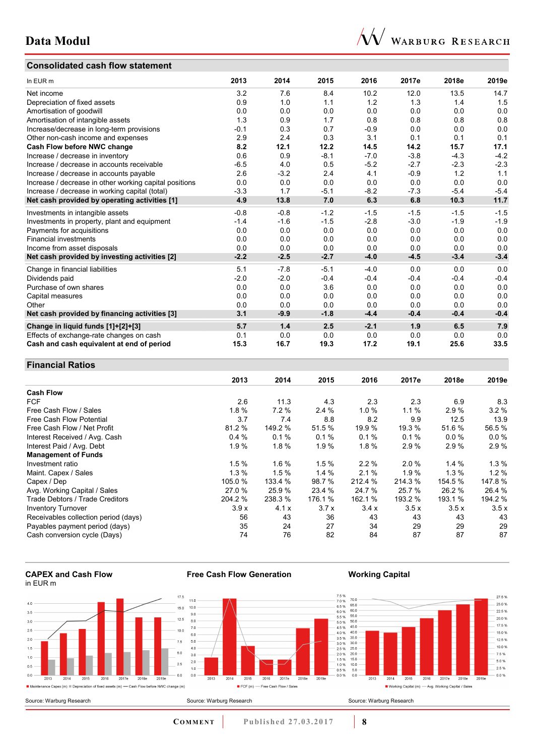## Consolidated cash flow statement

| In EUR m | 2013 | 2014 | 2015 | 2016 | 2017e | 2018e | 2019e |
|---|---|---|---|---|---|---|---|
| Net income | 3.2 | 7.6 | 8.4 | 10.2 | 12.0 | 13.5 | 14.7 |
| Depreciation of fixed assets | 0.9 | 1.0 | 1.1 | 1.2 | 1.3 | 1.4 | 1.5 |
| Amortisation of goodwill | 0.0 | 0.0 | 0.0 | 0.0 | 0.0 | 0.0 | 0.0 |
| Amortisation of intangible assets | 1.3 | 0.9 | 1.7 | 0.8 | 0.8 | 0.8 | 0.8 |
| Increase/decrease in long-term provisions | -0.1 | 0.3 | 0.7 | -0.9 | 0.0 | 0.0 | 0.0 |
| Other non-cash income and expenses | 2.9 | 2.4 | 0.3 | 3.1 | 0.1 | 0.1 | 0.1 |
| **Cash Flow before NWC change** | **8.2** | **12.1** | **12.2** | **14.5** | **14.2** | **15.7** | **17.1** |
| Increase / decrease in inventory | 0.6 | 0.9 | -8.1 | -7.0 | -3.8 | -4.3 | -4.2 |
| Increase / decrease in accounts receivable | -6.5 | 4.0 | 0.5 | -5.2 | -2.7 | -2.3 | -2.3 |
| Increase / decrease in accounts payable | 2.6 | -3.2 | 2.4 | 4.1 | -0.9 | 1.2 | 1.1 |
| Increase / decrease in other working capital positions | 0.0 | 0.0 | 0.0 | 0.0 | 0.0 | 0.0 | 0.0 |
| Increase / decrease in working capital (total) | -3.3 | 1.7 | -5.1 | -8.2 | -7.3 | -5.4 | -5.4 |
| **Net cash provided by operating activities [1]** | **4.9** | **13.8** | **7.0** | **6.3** | **6.8** | **10.3** | **11.7** |
| Investments in intangible assets | -0.8 | -0.8 | -1.2 | -1.5 | -1.5 | -1.5 | -1.5 |
| Investments in property, plant and equipment | -1.4 | -1.6 | -1.5 | -2.8 | -3.0 | -1.9 | -1.9 |
| Payments for acquisitions | 0.0 | 0.0 | 0.0 | 0.0 | 0.0 | 0.0 | 0.0 |
| Financial investments | 0.0 | 0.0 | 0.0 | 0.0 | 0.0 | 0.0 | 0.0 |
| Income from asset disposals | 0.0 | 0.0 | 0.0 | 0.0 | 0.0 | 0.0 | 0.0 |
| **Net cash provided by investing activities [2]** | **-2.2** | **-2.5** | **-2.7** | **-4.0** | **-4.5** | **-3.4** | **-3.4** |
| Change in financial liabilities | 5.1 | -7.8 | -5.1 | -4.0 | 0.0 | 0.0 | 0.0 |
| Dividends paid | -2.0 | -2.0 | -0.4 | -0.4 | -0.4 | -0.4 | -0.4 |
| Purchase of own shares | 0.0 | 0.0 | 3.6 | 0.0 | 0.0 | 0.0 | 0.0 |
| Capital measures | 0.0 | 0.0 | 0.0 | 0.0 | 0.0 | 0.0 | 0.0 |
| Other | 0.0 | 0.0 | 0.0 | 0.0 | 0.0 | 0.0 | 0.0 |
| **Net cash provided by financing activities [3]** | **3.1** | **-9.9** | **-1.8** | **-4.4** | **-0.4** | **-0.4** | **-0.4** |
| **Change in liquid funds [1]+[2]+[3]** | **5.7** | **1.4** | **2.5** | **-2.1** | **1.9** | **6.5** | **7.9** |
| Effects of exchange-rate changes on cash | 0.1 | 0.0 | 0.0 | 0.0 | 0.0 | 0.0 | 0.0 |
| **Cash and cash equivalent at end of period** | **15.3** | **16.7** | **19.3** | **17.2** | **19.1** | **25.6** | **33.5** |

## Financial Ratios

| | 2013 | 2014 | 2015 | 2016 | 2017e | 2018e | 2019e |
|---|---|---|---|---|---|---|---|
| **Cash Flow** | | | | | | | |
| FCF | 2.6 | 11.3 | 4.3 | 2.3 | 2.3 | 6.9 | 8.3 |
| Free Cash Flow / Sales | 1.8 % | 7.2 % | 2.4 % | 1.0 % | 1.1 % | 2.9 % | 3.2 % |
| Free Cash Flow Potential | 3.7 | 7.4 | 8.8 | 8.2 | 9.9 | 12.5 | 13.9 |
| Free Cash Flow / Net Profit | 81.2 % | 149.2 % | 51.5 % | 19.9 % | 19.3 % | 51.6 % | 56.5 % |
| Interest Received / Avg. Cash | 0.4 % | 0.1 % | 0.1 % | 0.1 % | 0.1 % | 0.0 % | 0.0 % |
| Interest Paid / Avg. Debt | 1.9 % | 1.8 % | 1.9 % | 1.8 % | 2.9 % | 2.9 % | 2.9 % |
| **Management of Funds** | | | | | | | |
| Investment ratio | 1.5 % | 1.6 % | 1.5 % | 2.2 % | 2.0 % | 1.4 % | 1.3 % |
| Maint. Capex / Sales | 1.3 % | 1.5 % | 1.4 % | 2.1 % | 1.9 % | 1.3 % | 1.2 % |
| Capex / Dep | 105.0 % | 133.4 % | 98.7 % | 212.4 % | 214.3 % | 154.5 % | 147.8 % |
| Avg. Working Capital / Sales | 27.0 % | 25.9 % | 23.4 % | 24.7 % | 25.7 % | 26.2 % | 26.4 % |
| Trade Debtors / Trade Creditors | 204.2 % | 238.3 % | 176.1 % | 162.1 % | 193.2 % | 193.1 % | 194.2 % |
| Inventory Turnover | 3.9 x | 4.1 x | 3.7 x | 3.4 x | 3.5 x | 3.5 x | 3.5 x |
| Receivables collection period (days) | 56 | 43 | 36 | 43 | 43 | 43 | 43 |
| Payables payment period (days) | 35 | 24 | 27 | 34 | 29 | 29 | 29 |
| Cash conversion cycle (Days) | 74 | 76 | 82 | 84 | 87 | 87 | 87 |

**CAPEX and Cash Flow**
in EUR m

Source: Warburg Research

**Free Cash Flow Generation**

Source: Warburg Research

**Working Capital**

Source: Warburg Research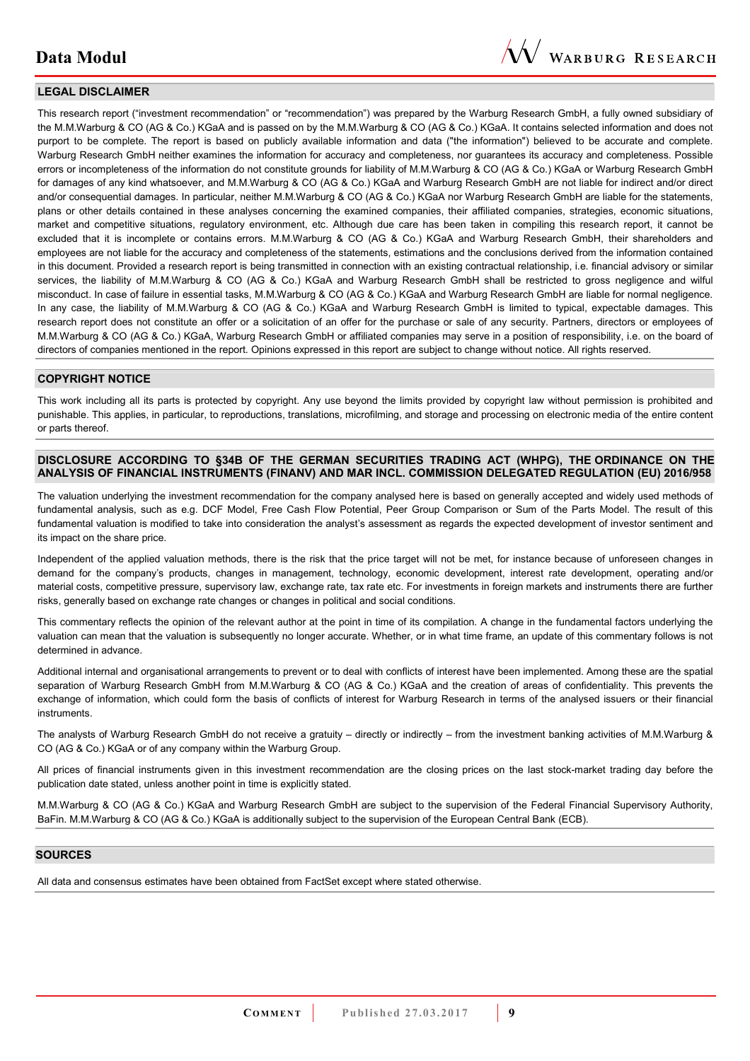## LEGAL DISCLAIMER

This research report ("investment recommendation" or "recommendation") was prepared by the Warburg Research GmbH, a fully owned subsidiary of the M.M.Warburg & CO (AG & Co.) KGaA and is passed on by the M.M.Warburg & CO (AG & Co.) KGaA. It contains selected information and does not purport to be complete. The report is based on publicly available information and data ("the information") believed to be accurate and complete. Warburg Research GmbH neither examines the information for accuracy and completeness, nor guarantees its accuracy and completeness. Possible errors or incompleteness of the information do not constitute grounds for liability of M.M.Warburg & CO (AG & Co.) KGaA or Warburg Research GmbH for damages of any kind whatsoever, and M.M.Warburg & CO (AG & Co.) KGaA and Warburg Research GmbH are not liable for indirect and/or direct and/or consequential damages. In particular, neither M.M.Warburg & CO (AG & Co.) KGaA nor Warburg Research GmbH are liable for the statements, plans or other details contained in these analyses concerning the examined companies, their affiliated companies, strategies, economic situations, market and competitive situations, regulatory environment, etc. Although due care has been taken in compiling this research report, it cannot be excluded that it is incomplete or contains errors. M.M.Warburg & CO (AG & Co.) KGaA and Warburg Research GmbH, their shareholders and employees are not liable for the accuracy and completeness of the statements, estimations and the conclusions derived from the information contained in this document. Provided a research report is being transmitted in connection with an existing contractual relationship, i.e. financial advisory or similar services, the liability of M.M.Warburg & CO (AG & Co.) KGaA and Warburg Research GmbH shall be restricted to gross negligence and wilful misconduct. In case of failure in essential tasks, M.M.Warburg & CO (AG & Co.) KGaA and Warburg Research GmbH are liable for normal negligence. In any case, the liability of M.M.Warburg & CO (AG & Co.) KGaA and Warburg Research GmbH is limited to typical, expectable damages. This research report does not constitute an offer or a solicitation of an offer for the purchase or sale of any security. Partners, directors or employees of M.M.Warburg & CO (AG & Co.) KGaA, Warburg Research GmbH or affiliated companies may serve in a position of responsibility, i.e. on the board of directors of companies mentioned in the report. Opinions expressed in this report are subject to change without notice. All rights reserved.

## COPYRIGHT NOTICE

This work including all its parts is protected by copyright. Any use beyond the limits provided by copyright law without permission is prohibited and punishable. This applies, in particular, to reproductions, translations, microfilming, and storage and processing on electronic media of the entire content or parts thereof.

## DISCLOSURE ACCORDING TO §34B OF THE GERMAN SECURITIES TRADING ACT (WHPG), THE ORDINANCE ON THE ANALYSIS OF FINANCIAL INSTRUMENTS (FINANV) AND MAR INCL. COMMISSION DELEGATED REGULATION (EU) 2016/958

The valuation underlying the investment recommendation for the company analysed here is based on generally accepted and widely used methods of fundamental analysis, such as e.g. DCF Model, Free Cash Flow Potential, Peer Group Comparison or Sum of the Parts Model. The result of this fundamental valuation is modified to take into consideration the analyst's assessment as regards the expected development of investor sentiment and its impact on the share price.

Independent of the applied valuation methods, there is the risk that the price target will not be met, for instance because of unforeseen changes in demand for the company's products, changes in management, technology, economic development, interest rate development, operating and/or material costs, competitive pressure, supervisory law, exchange rate, tax rate etc. For investments in foreign markets and instruments there are further risks, generally based on exchange rate changes or changes in political and social conditions.

This commentary reflects the opinion of the relevant author at the point in time of its compilation. A change in the fundamental factors underlying the valuation can mean that the valuation is subsequently no longer accurate. Whether, or in what time frame, an update of this commentary follows is not determined in advance.

Additional internal and organisational arrangements to prevent or to deal with conflicts of interest have been implemented. Among these are the spatial separation of Warburg Research GmbH from M.M.Warburg & CO (AG & Co.) KGaA and the creation of areas of confidentiality. This prevents the exchange of information, which could form the basis of conflicts of interest for Warburg Research in terms of the analysed issuers or their financial instruments.

The analysts of Warburg Research GmbH do not receive a gratuity – directly or indirectly – from the investment banking activities of M.M.Warburg & CO (AG & Co.) KGaA or of any company within the Warburg Group.

All prices of financial instruments given in this investment recommendation are the closing prices on the last stock-market trading day before the publication date stated, unless another point in time is explicitly stated.

M.M.Warburg & CO (AG & Co.) KGaA and Warburg Research GmbH are subject to the supervision of the Federal Financial Supervisory Authority, BaFin. M.M.Warburg & CO (AG & Co.) KGaA is additionally subject to the supervision of the European Central Bank (ECB).

## SOURCES

All data and consensus estimates have been obtained from FactSet except where stated otherwise.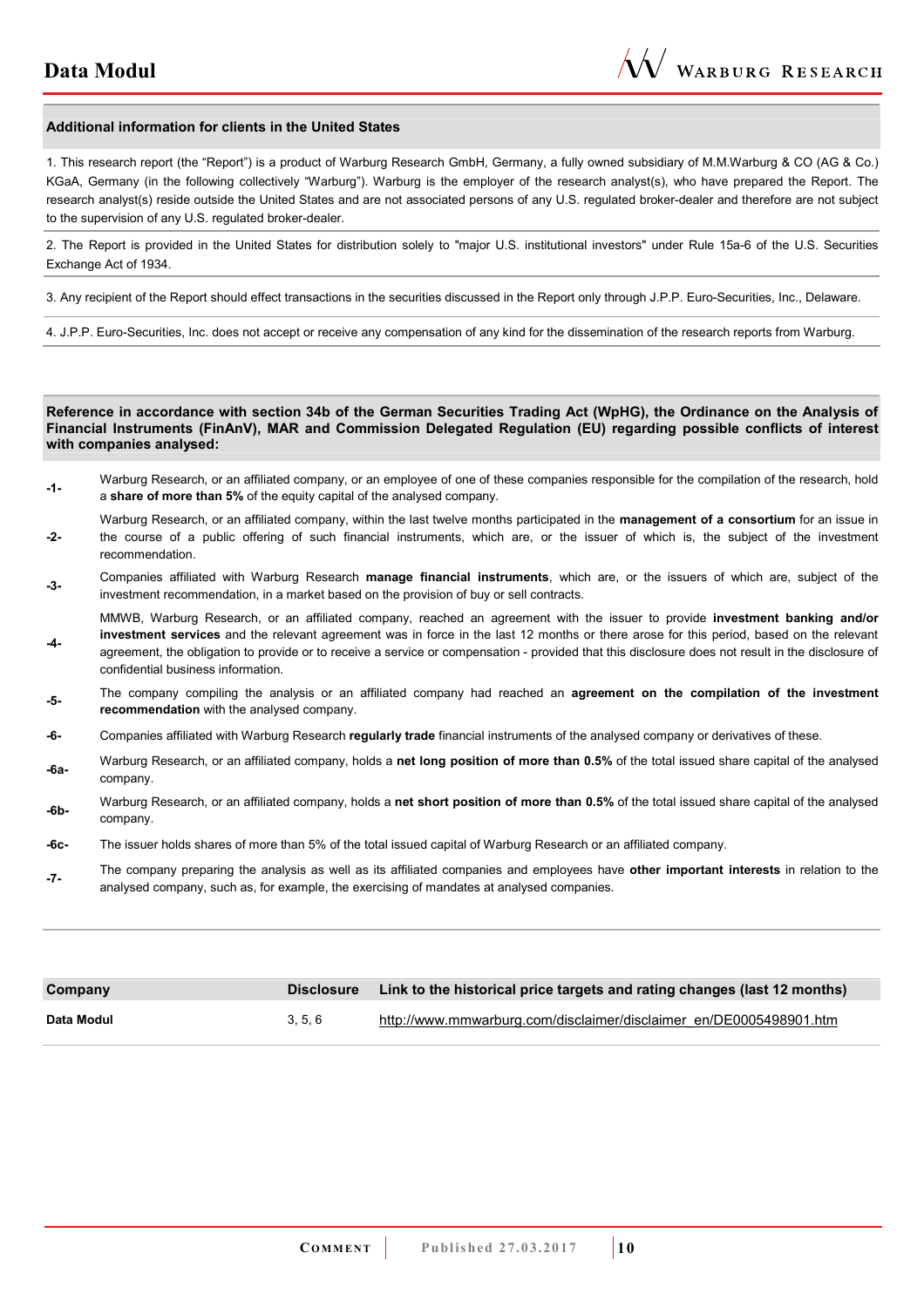**Additional information for clients in the United States**

1. This research report (the “Report”) is a product of Warburg Research GmbH, Germany, a fully owned subsidiary of M.M.Warburg & CO (AG & Co.) KGaA, Germany (in the following collectively “Warburg”). Warburg is the employer of the research analyst(s), who have prepared the Report. The research analyst(s) reside outside the United States and are not associated persons of any U.S. regulated broker-dealer and therefore are not subject to the supervision of any U.S. regulated broker-dealer.

2. The Report is provided in the United States for distribution solely to "major U.S. institutional investors" under Rule 15a-6 of the U.S. Securities Exchange Act of 1934.

3. Any recipient of the Report should effect transactions in the securities discussed in the Report only through J.P.P. Euro-Securities, Inc., Delaware.

4. J.P.P. Euro-Securities, Inc. does not accept or receive any compensation of any kind for the dissemination of the research reports from Warburg.

**Reference in accordance with section 34b of the German Securities Trading Act (WpHG), the Ordinance on the Analysis of Financial Instruments (FinAnV), MAR and Commission Delegated Regulation (EU) regarding possible conflicts of interest with companies analysed:**

| | |
|---|---|
| -1- | Warburg Research, or an affiliated company, or an employee of one of these companies responsible for the compilation of the research, hold a **share of more than 5%** of the equity capital of the analysed company. |
| -2- | Warburg Research, or an affiliated company, within the last twelve months participated in the **management of a consortium** for an issue in the course of a public offering of such financial instruments, which are, or the issuer of which is, the subject of the investment recommendation. |
| -3- | Companies affiliated with Warburg Research **manage financial instruments**, which are, or the issuers of which are, subject of the investment recommendation, in a market based on the provision of buy or sell contracts. |
| -4- | MMWB, Warburg Research, or an affiliated company, reached an agreement with the issuer to provide **investment banking and/or investment services** and the relevant agreement was in force in the last 12 months or there arose for this period, based on the relevant agreement, the obligation to provide or to receive a service or compensation - provided that this disclosure does not result in the disclosure of confidential business information. |
| -5- | The company compiling the analysis or an affiliated company had reached an **agreement on the compilation of the investment recommendation** with the analysed company. |
| -6- | Companies affiliated with Warburg Research **regularly trade** financial instruments of the analysed company or derivatives of these. |
| -6a- | Warburg Research, or an affiliated company, holds a **net long position of more than 0.5%** of the total issued share capital of the analysed company. |
| -6b- | Warburg Research, or an affiliated company, holds a **net short position of more than 0.5%** of the total issued share capital of the analysed company. |
| -6c- | The issuer holds shares of more than 5% of the total issued capital of Warburg Research or an affiliated company. |
| -7- | The company preparing the analysis as well as its affiliated companies and employees have **other important interests** in relation to the analysed company, such as, for example, the exercising of mandates at analysed companies. |

| Company | Disclosure | Link to the historical price targets and rating changes (last 12 months) |
|---|---|---|
| **Data Modul** | 3, 5, 6 | http://www.mmwarburg.com/disclaimer/disclaimer_en/DE0005498901.htm |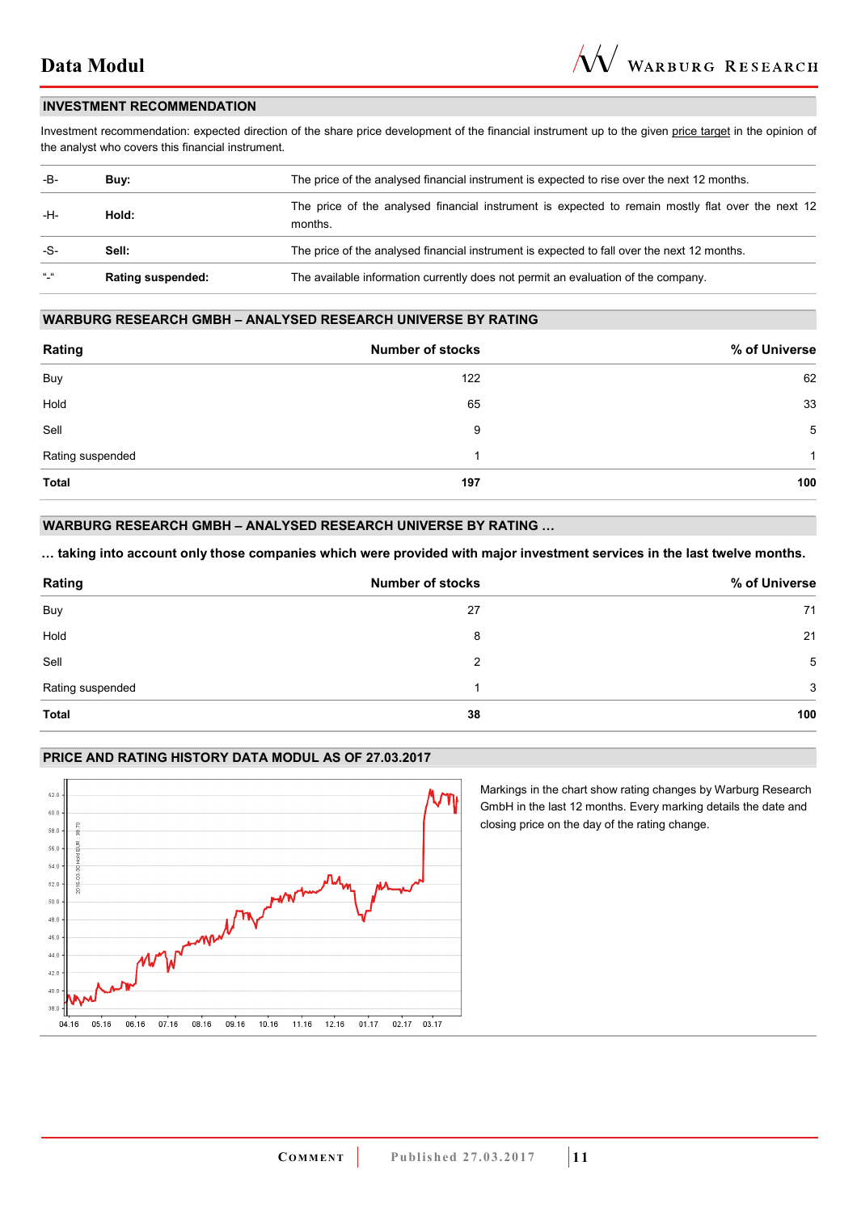## INVESTMENT RECOMMENDATION

Investment recommendation: expected direction of the share price development of the financial instrument up to the given price target in the opinion of the analyst who covers this financial instrument.

| | | |
|---|---|---|
| -B- | **Buy:** | The price of the analysed financial instrument is expected to rise over the next 12 months. |
| -H- | **Hold:** | The price of the analysed financial instrument is expected to remain mostly flat over the next 12 months. |
| -S- | **Sell:** | The price of the analysed financial instrument is expected to fall over the next 12 months. |
| "-" | **Rating suspended:** | The available information currently does not permit an evaluation of the company. |

## WARBURG RESEARCH GMBH – ANALYSED RESEARCH UNIVERSE BY RATING

| Rating | Number of stocks | % of Universe |
|---|---|---|
| Buy | 122 | 62 |
| Hold | 65 | 33 |
| Sell | 9 | 5 |
| Rating suspended | 1 | 1 |
| **Total** | **197** | **100** |

## WARBURG RESEARCH GMBH – ANALYSED RESEARCH UNIVERSE BY RATING …

**… taking into account only those companies which were provided with major investment services in the last twelve months.**

| Rating | Number of stocks | % of Universe |
|---|---|---|
| Buy | 27 | 71 |
| Hold | 8 | 21 |
| Sell | 2 | 5 |
| Rating suspended | 1 | 3 |
| **Total** | **38** | **100** |

## PRICE AND RATING HISTORY DATA MODUL AS OF 27.03.2017

Markings in the chart show rating changes by Warburg Research GmbH in the last 12 months. Every marking details the date and closing price on the day of the rating change.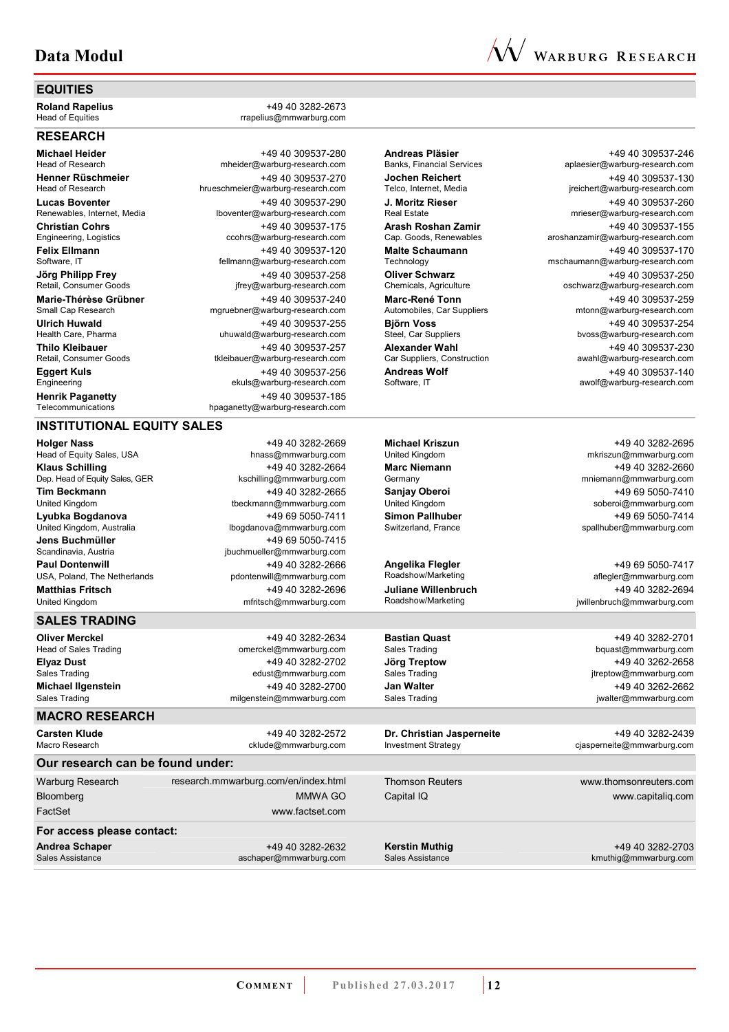## EQUITIES

**Roland Rapelius** — Head of Equities — +49 40 3282-2673 — rrapelius@mmwarburg.com

## RESEARCH

| | | | |
|---|---|---|---|
| **Michael Heider** Head of Research | +49 40 309537-280 mheider@warburg-research.com | **Andreas Pläsier** Banks, Financial Services | +49 40 309537-246 aplaesier@warburg-research.com |
| **Henner Rüschmeier** Head of Research | +49 40 309537-270 hrueschmeier@warburg-research.com | **Jochen Reichert** Telco, Internet, Media | +49 40 309537-130 jreichert@warburg-research.com |
| **Lucas Boventer** Renewables, Internet, Media | +49 40 309537-290 lboventer@warburg-research.com | **J. Moritz Rieser** Real Estate | +49 40 309537-260 mrieser@warburg-research.com |
| **Christian Cohrs** Engineering, Logistics | +49 40 309537-175 ccohrs@warburg-research.com | **Arash Roshan Zamir** Cap. Goods, Renewables | +49 40 309537-155 aroshanzamir@warburg-research.com |
| **Felix Ellmann** Software, IT | +49 40 309537-120 fellmann@warburg-research.com | **Malte Schaumann** Technology | +49 40 309537-170 mschaumann@warburg-research.com |
| **Jörg Philipp Frey** Retail, Consumer Goods | +49 40 309537-258 jfrey@warburg-research.com | **Oliver Schwarz** Chemicals, Agriculture | +49 40 309537-250 oschwarz@warburg-research.com |
| **Marie-Thérèse Grübner** Small Cap Research | +49 40 309537-240 mgruebner@warburg-research.com | **Marc-René Tonn** Automobiles, Car Suppliers | +49 40 309537-259 mtonn@warburg-research.com |
| **Ulrich Huwald** Health Care, Pharma | +49 40 309537-255 uhuwald@warburg-research.com | **Björn Voss** Steel, Car Suppliers | +49 40 309537-254 bvoss@warburg-research.com |
| **Thilo Kleibauer** Retail, Consumer Goods | +49 40 309537-257 tkleibauer@warburg-research.com | **Alexander Wahl** Car Suppliers, Construction | +49 40 309537-230 awahl@warburg-research.com |
| **Eggert Kuls** Engineering | +49 40 309537-256 ekuls@warburg-research.com | **Andreas Wolf** Software, IT | +49 40 309537-140 awolf@warburg-research.com |
| **Henrik Paganetty** Telecommunications | +49 40 309537-185 hpaganetty@warburg-research.com | | |

## INSTITUTIONAL EQUITY SALES

| | | | |
|---|---|---|---|
| **Holger Nass** Head of Equity Sales, USA | +49 40 3282-2669 hnass@mmwarburg.com | **Michael Kriszun** United Kingdom | +49 40 3282-2695 mkriszun@mmwarburg.com |
| **Klaus Schilling** Dep. Head of Equity Sales, GER | +49 40 3282-2664 kschilling@mmwarburg.com | **Marc Niemann** Germany | +49 40 3282-2660 mniemann@mmwarburg.com |
| **Tim Beckmann** United Kingdom | +49 40 3282-2665 tbeckmann@mmwarburg.com | **Sanjay Oberoi** United Kingdom | +49 69 5050-7410 soberoi@mmwarburg.com |
| **Lyubka Bogdanova** United Kingdom, Australia | +49 69 5050-7411 lbogdanova@mmwarburg.com | **Simon Pallhuber** Switzerland, France | +49 69 5050-7414 spallhuber@mmwarburg.com |
| **Jens Buchmüller** Scandinavia, Austria | +49 69 5050-7415 jbuchmueller@mmwarburg.com | | |
| **Paul Dontenwill** USA, Poland, The Netherlands | +49 40 3282-2666 pdontenwill@mmwarburg.com | **Angelika Flegler** Roadshow/Marketing | +49 69 5050-7417 aflegler@mmwarburg.com |
| **Matthias Fritsch** United Kingdom | +49 40 3282-2696 mfritsch@mmwarburg.com | **Juliane Willenbruch** Roadshow/Marketing | +49 40 3282-2694 jwillenbruch@mmwarburg.com |

## SALES TRADING

| | | | |
|---|---|---|---|
| **Oliver Merckel** Head of Sales Trading | +49 40 3282-2634 omerckel@mmwarburg.com | **Bastian Quast** Sales Trading | +49 40 3282-2701 bquast@mmwarburg.com |
| **Elyaz Dust** Sales Trading | +49 40 3282-2702 edust@mmwarburg.com | **Jörg Treptow** Sales Trading | +49 40 3262-2658 jtreptow@mmwarburg.com |
| **Michael Ilgenstein** Sales Trading | +49 40 3282-2700 milgenstein@mmwarburg.com | **Jan Walter** Sales Trading | +49 40 3262-2662 jwalter@mmwarburg.com |

## MACRO RESEARCH

| | | | |
|---|---|---|---|
| **Carsten Klude** Macro Research | +49 40 3282-2572 cklude@mmwarburg.com | **Dr. Christian Jasperneite** Investment Strategy | +49 40 3282-2439 cjasperneite@mmwarburg.com |

## Our research can be found under:

| | | | |
|---|---|---|---|
| Warburg Research | research.mmwarburg.com/en/index.html | Thomson Reuters | www.thomsonreuters.com |
| Bloomberg | MMWA GO | Capital IQ | www.capitaliq.com |
| FactSet | www.factset.com | | |

**For access please contact:**

| | | | |
|---|---|---|---|
| **Andrea Schaper** Sales Assistance | +49 40 3282-2632 aschaper@mmwarburg.com | **Kerstin Muthig** Sales Assistance | +49 40 3282-2703 kmuthig@mmwarburg.com |